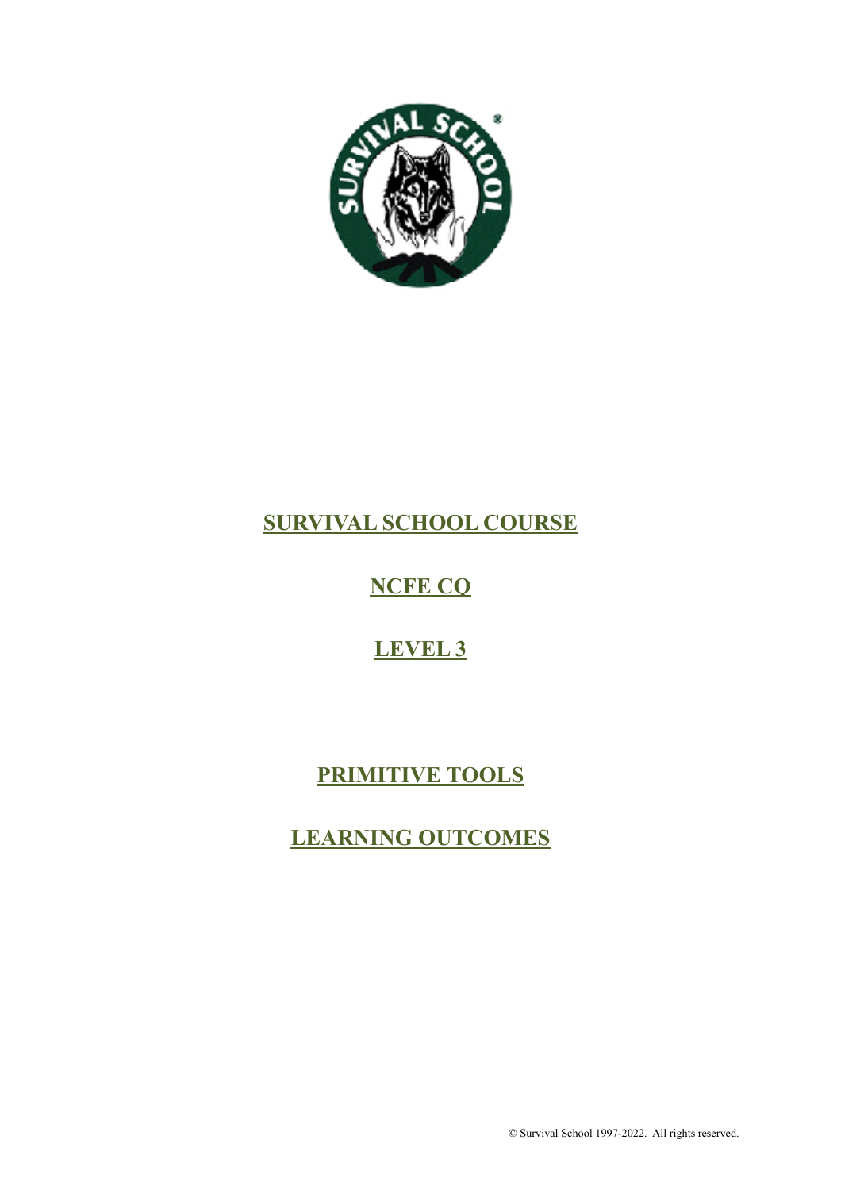# SURVIVAL SCHOOL COURSE

## NCFE CQ

## LEVEL 3

## PRIMITIVE TOOLS

## LEARNING OUTCOMES

© Survival School 1997-2022. All rights reserved.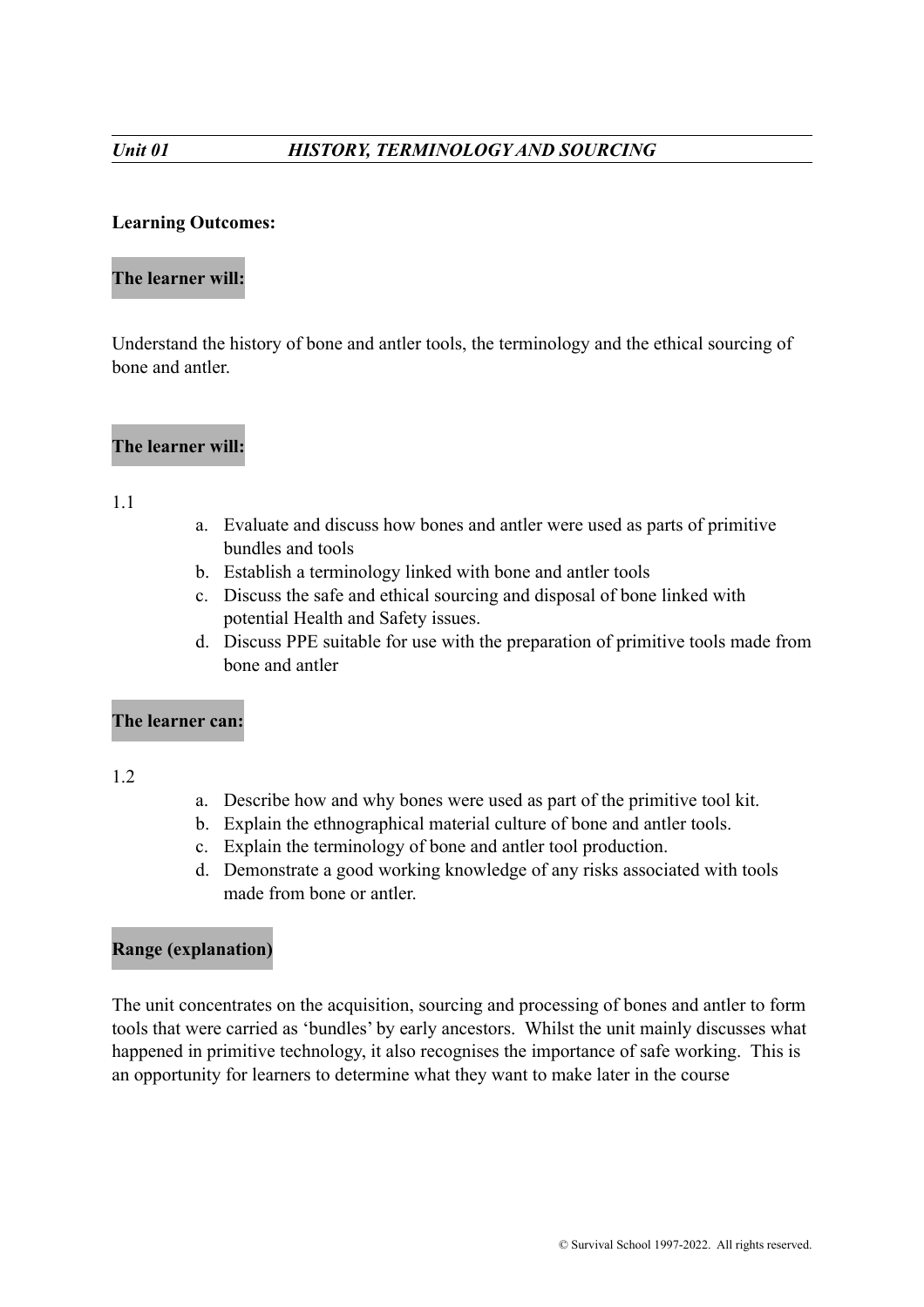## *Unit 01* *HISTORY, TERMINOLOGY AND SOURCING*

**Learning Outcomes:**

**The learner will:**

Understand the history of bone and antler tools, the terminology and the ethical sourcing of bone and antler.

**The learner will:**

1.1

a. Evaluate and discuss how bones and antler were used as parts of primitive bundles and tools
b. Establish a terminology linked with bone and antler tools
c. Discuss the safe and ethical sourcing and disposal of bone linked with potential Health and Safety issues.
d. Discuss PPE suitable for use with the preparation of primitive tools made from bone and antler

**The learner can:**

1.2

a. Describe how and why bones were used as part of the primitive tool kit.
b. Explain the ethnographical material culture of bone and antler tools.
c. Explain the terminology of bone and antler tool production.
d. Demonstrate a good working knowledge of any risks associated with tools made from bone or antler.

**Range (explanation)**

The unit concentrates on the acquisition, sourcing and processing of bones and antler to form tools that were carried as 'bundles' by early ancestors. Whilst the unit mainly discusses what happened in primitive technology, it also recognises the importance of safe working. This is an opportunity for learners to determine what they want to make later in the course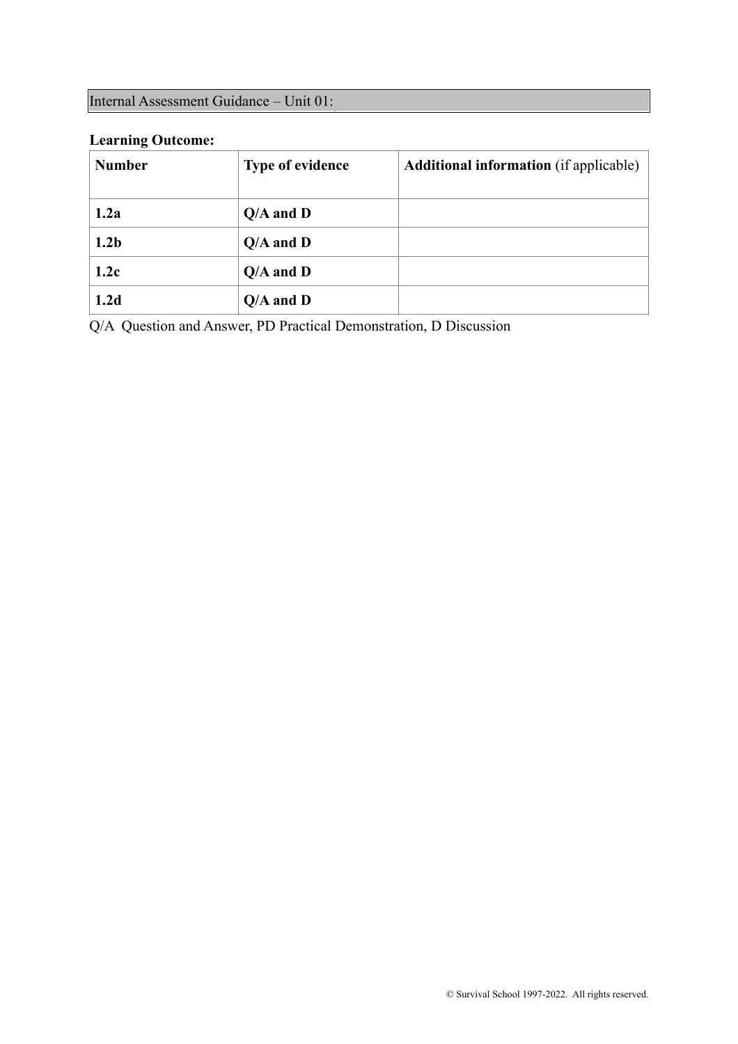Internal Assessment Guidance – Unit 01:

**Learning Outcome:**

| **Number** | **Type of evidence** | **Additional information** (if applicable) |
|---|---|---|
| **1.2a** | **Q/A and D** | |
| **1.2b** | **Q/A and D** | |
| **1.2c** | **Q/A and D** | |
| **1.2d** | **Q/A and D** | |

Q/A Question and Answer, PD Practical Demonstration, D Discussion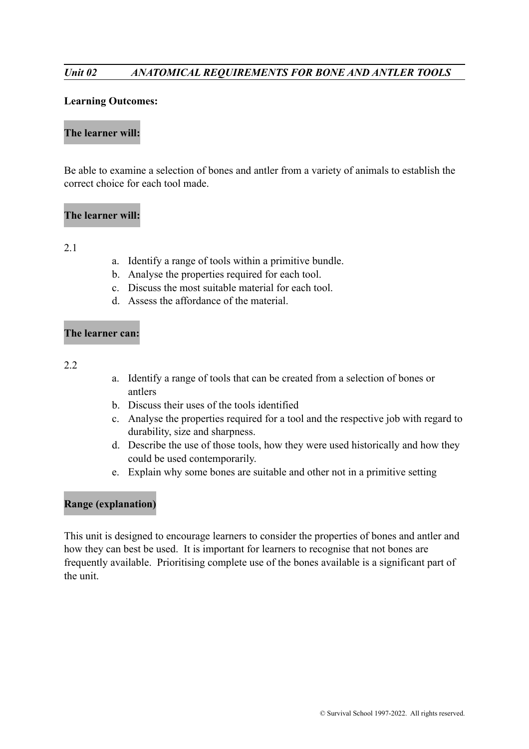## *Unit 02 ANATOMICAL REQUIREMENTS FOR BONE AND ANTLER TOOLS*

**Learning Outcomes:**

**The learner will:**

Be able to examine a selection of bones and antler from a variety of animals to establish the correct choice for each tool made.

**The learner will:**

2.1

a. Identify a range of tools within a primitive bundle.
b. Analyse the properties required for each tool.
c. Discuss the most suitable material for each tool.
d. Assess the affordance of the material.

**The learner can:**

2.2

a. Identify a range of tools that can be created from a selection of bones or antlers
b. Discuss their uses of the tools identified
c. Analyse the properties required for a tool and the respective job with regard to durability, size and sharpness.
d. Describe the use of those tools, how they were used historically and how they could be used contemporarily.
e. Explain why some bones are suitable and other not in a primitive setting

**Range (explanation)**

This unit is designed to encourage learners to consider the properties of bones and antler and how they can best be used. It is important for learners to recognise that not bones are frequently available. Prioritising complete use of the bones available is a significant part of the unit.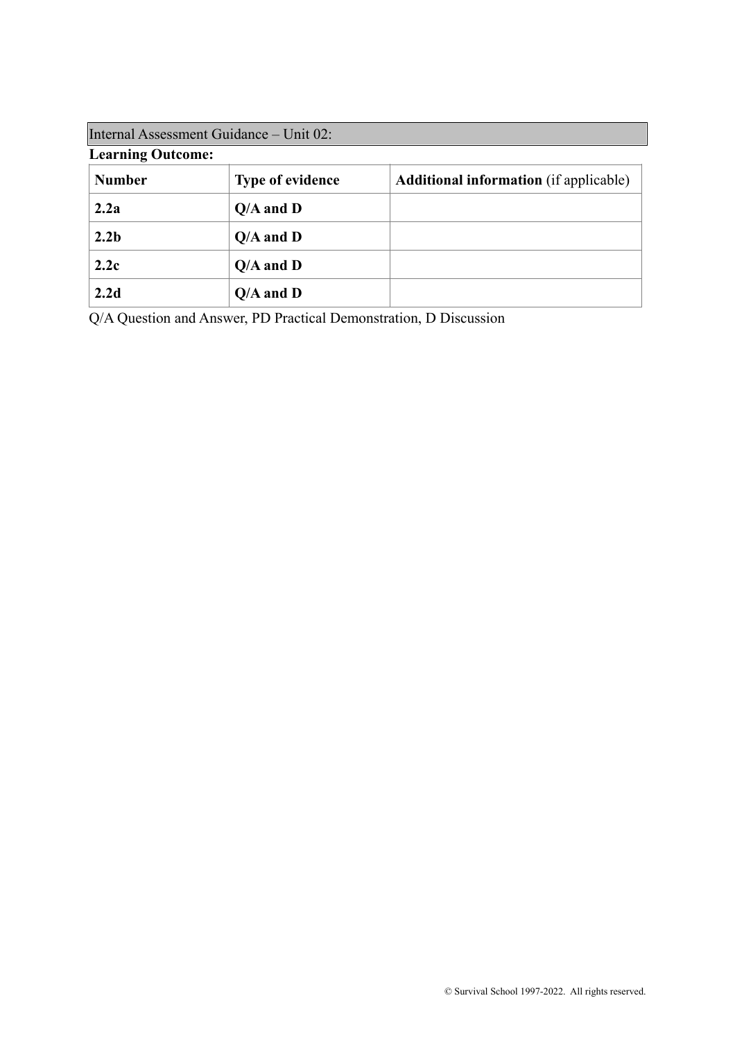Internal Assessment Guidance – Unit 02:

**Learning Outcome:**

| **Number** | **Type of evidence** | **Additional information** (if applicable) |
|---|---|---|
| **2.2a** | **Q/A and D** | |
| **2.2b** | **Q/A and D** | |
| **2.2c** | **Q/A and D** | |
| **2.2d** | **Q/A and D** | |

Q/A Question and Answer, PD Practical Demonstration, D Discussion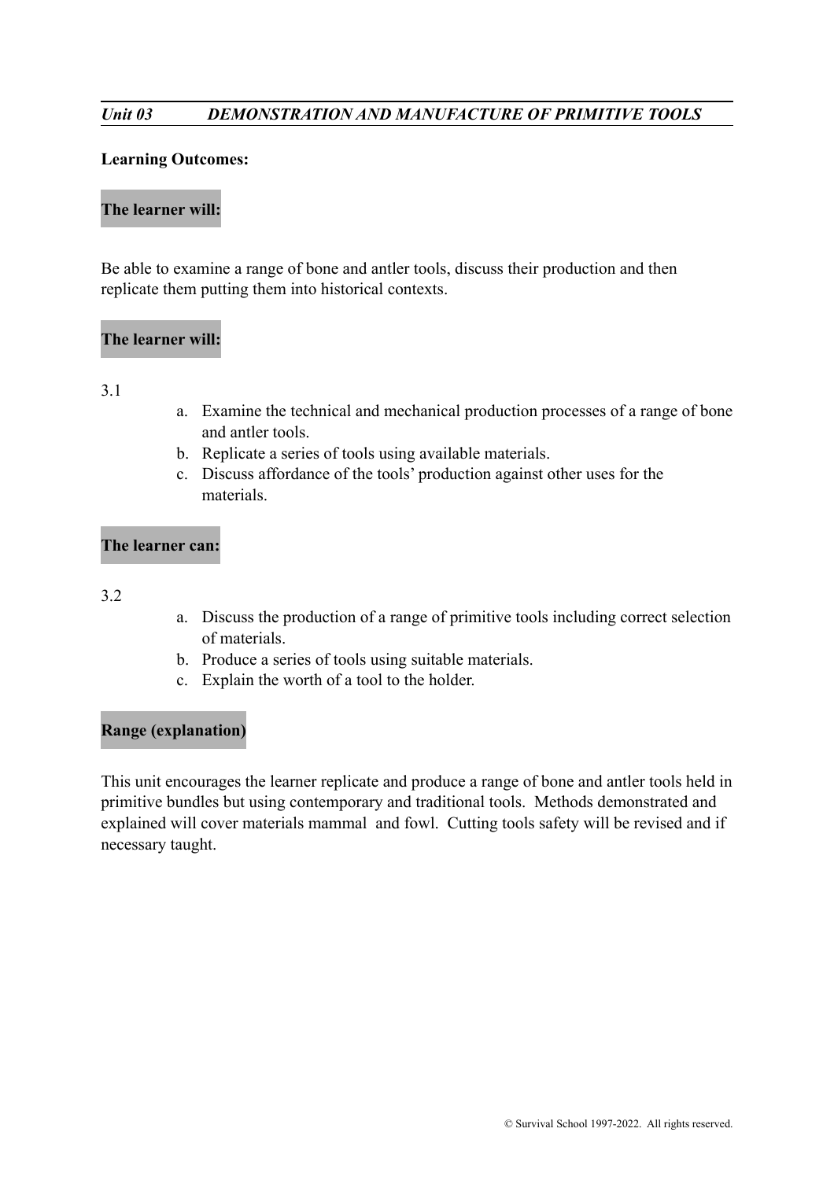## *Unit 03 DEMONSTRATION AND MANUFACTURE OF PRIMITIVE TOOLS*

**Learning Outcomes:**

**The learner will:**

Be able to examine a range of bone and antler tools, discuss their production and then replicate them putting them into historical contexts.

**The learner will:**

3.1

a. Examine the technical and mechanical production processes of a range of bone and antler tools.
b. Replicate a series of tools using available materials.
c. Discuss affordance of the tools' production against other uses for the materials.

**The learner can:**

3.2

a. Discuss the production of a range of primitive tools including correct selection of materials.
b. Produce a series of tools using suitable materials.
c. Explain the worth of a tool to the holder.

**Range (explanation)**

This unit encourages the learner replicate and produce a range of bone and antler tools held in primitive bundles but using contemporary and traditional tools. Methods demonstrated and explained will cover materials mammal and fowl. Cutting tools safety will be revised and if necessary taught.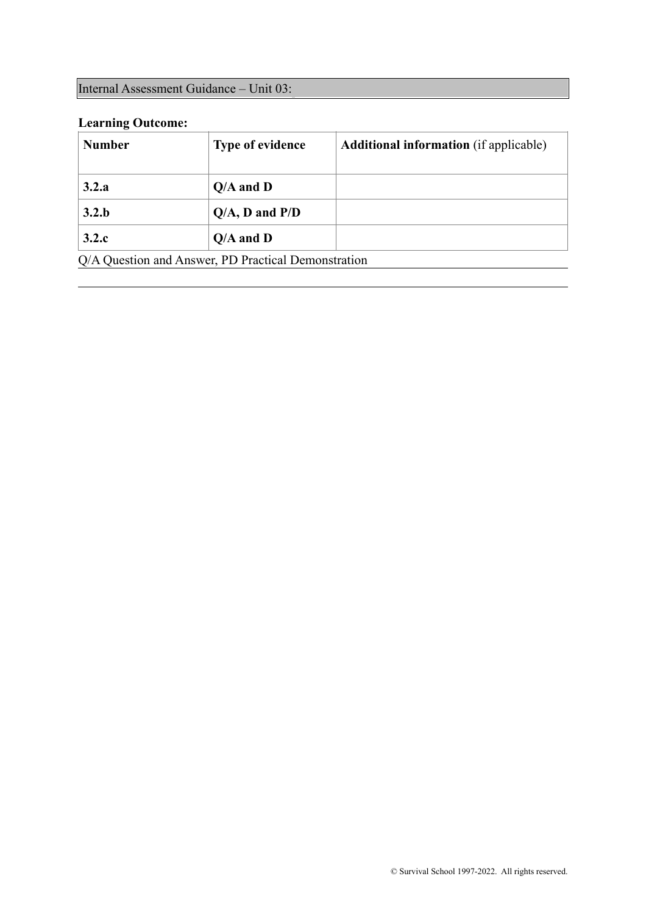Internal Assessment Guidance – Unit 03:

**Learning Outcome:**

| **Number** | **Type of evidence** | **Additional information** (if applicable) |
|---|---|---|
| **3.2.a** | **Q/A and D** | |
| **3.2.b** | **Q/A, D and P/D** | |
| **3.2.c** | **Q/A and D** | |

Q/A Question and Answer, PD Practical Demonstration

© Survival School 1997-2022. All rights reserved.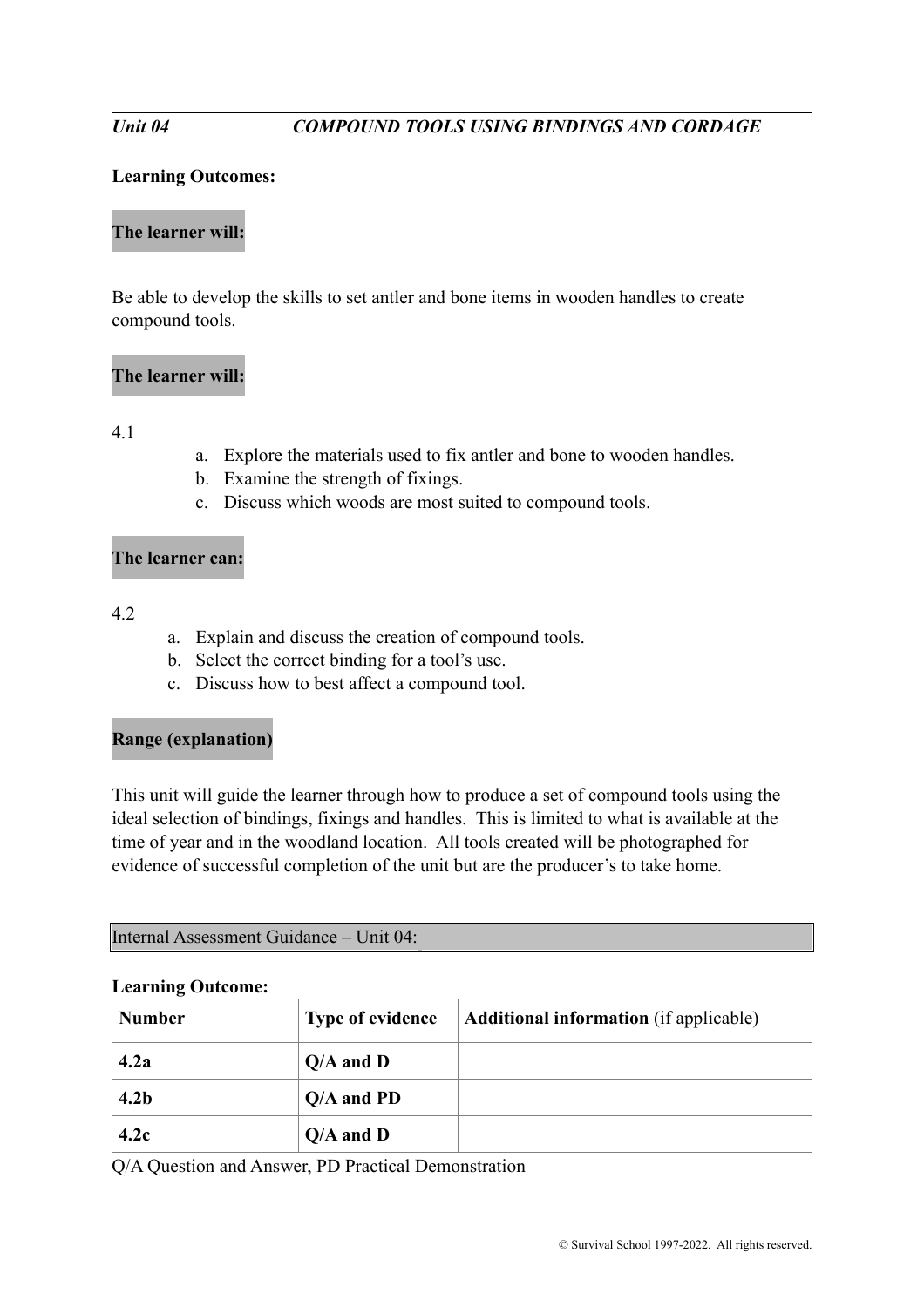*Unit 04* *COMPOUND TOOLS USING BINDINGS AND CORDAGE*

**Learning Outcomes:**

**The learner will:**

Be able to develop the skills to set antler and bone items in wooden handles to create compound tools.

**The learner will:**

4.1

a. Explore the materials used to fix antler and bone to wooden handles.
b. Examine the strength of fixings.
c. Discuss which woods are most suited to compound tools.

**The learner can:**

4.2

a. Explain and discuss the creation of compound tools.
b. Select the correct binding for a tool's use.
c. Discuss how to best affect a compound tool.

**Range (explanation)**

This unit will guide the learner through how to produce a set of compound tools using the ideal selection of bindings, fixings and handles. This is limited to what is available at the time of year and in the woodland location. All tools created will be photographed for evidence of successful completion of the unit but are the producer's to take home.

Internal Assessment Guidance – Unit 04:

**Learning Outcome:**

| **Number** | **Type of evidence** | **Additional information** (if applicable) |
|---|---|---|
| **4.2a** | **Q/A and D** | |
| **4.2b** | **Q/A and PD** | |
| **4.2c** | **Q/A and D** | |

Q/A Question and Answer, PD Practical Demonstration

© Survival School 1997-2022. All rights reserved.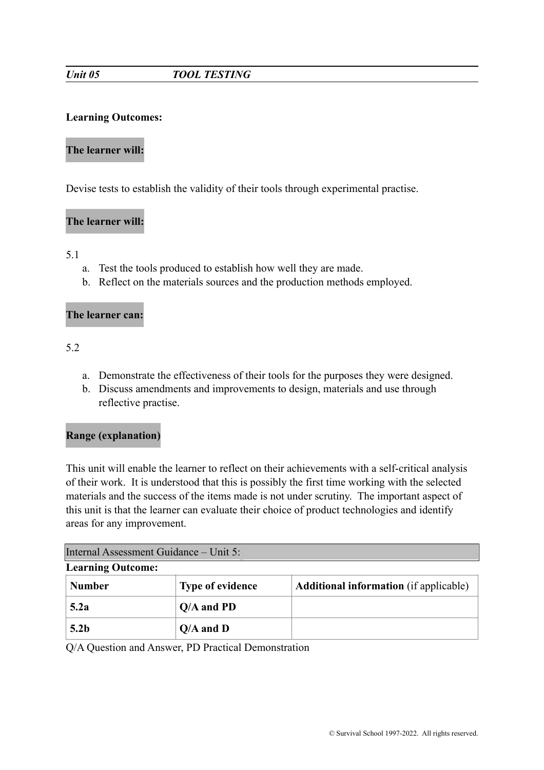***Unit 05*** ***TOOL TESTING***

**Learning Outcomes:**

**The learner will:**

Devise tests to establish the validity of their tools through experimental practise.

**The learner will:**

5.1

a. Test the tools produced to establish how well they are made.
b. Reflect on the materials sources and the production methods employed.

**The learner can:**

5.2

a. Demonstrate the effectiveness of their tools for the purposes they were designed.
b. Discuss amendments and improvements to design, materials and use through reflective practise.

**Range (explanation)**

This unit will enable the learner to reflect on their achievements with a self-critical analysis of their work. It is understood that this is possibly the first time working with the selected materials and the success of the items made is not under scrutiny. The important aspect of this unit is that the learner can evaluate their choice of product technologies and identify areas for any improvement.

Internal Assessment Guidance – Unit 5:

**Learning Outcome:**

| **Number** | **Type of evidence** | **Additional information** (if applicable) |
|---|---|---|
| **5.2a** | **Q/A and PD** | |
| **5.2b** | **Q/A and D** | |

Q/A Question and Answer, PD Practical Demonstration